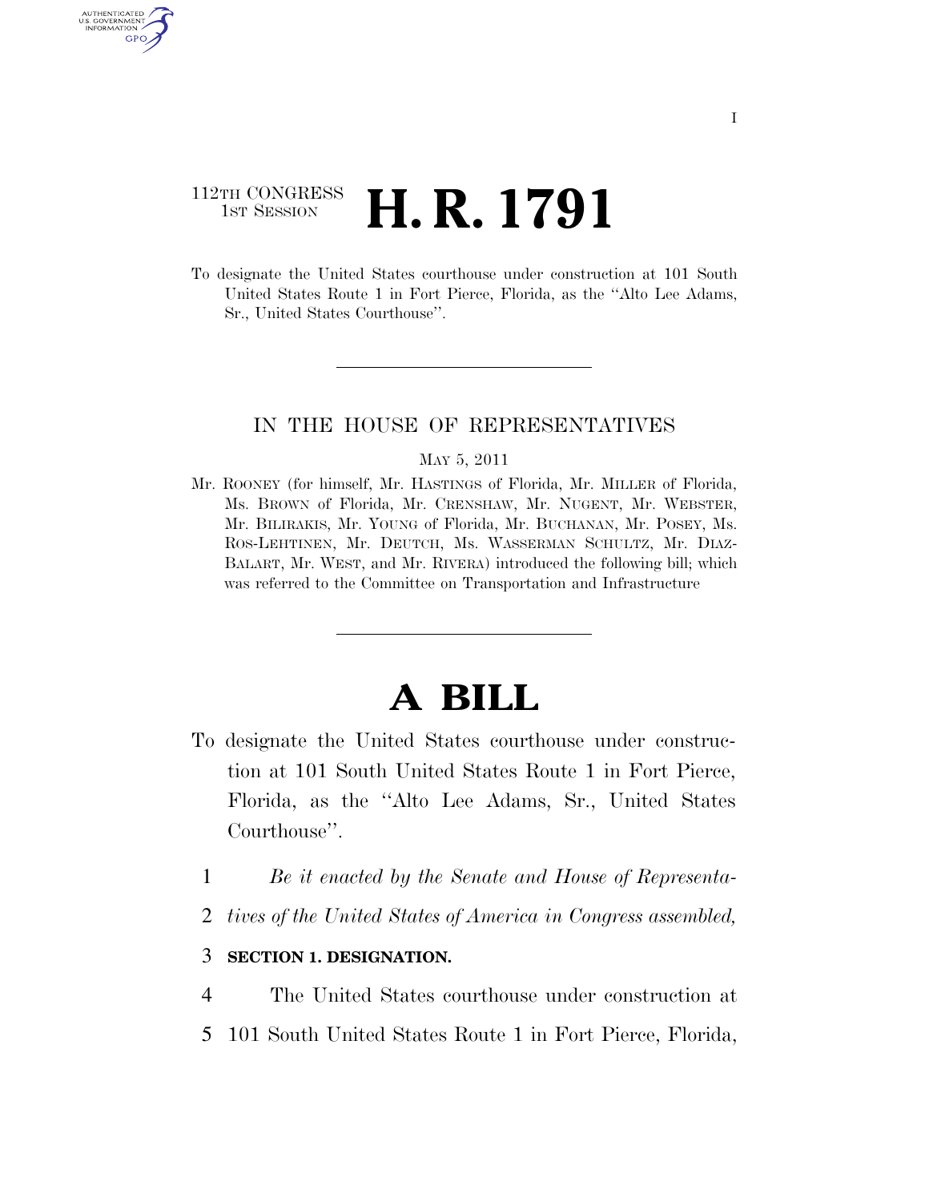112TH CONGRESS
1ST SESSION

# H. R. 1791

To designate the United States courthouse under construction at 101 South United States Route 1 in Fort Pierce, Florida, as the ''Alto Lee Adams, Sr., United States Courthouse''.

IN THE HOUSE OF REPRESENTATIVES

MAY 5, 2011

Mr. ROONEY (for himself, Mr. HASTINGS of Florida, Mr. MILLER of Florida, Ms. BROWN of Florida, Mr. CRENSHAW, Mr. NUGENT, Mr. WEBSTER, Mr. BILIRAKIS, Mr. YOUNG of Florida, Mr. BUCHANAN, Mr. POSEY, Ms. ROS-LEHTINEN, Mr. DEUTCH, Ms. WASSERMAN SCHULTZ, Mr. DIAZ-BALART, Mr. WEST, and Mr. RIVERA) introduced the following bill; which was referred to the Committee on Transportation and Infrastructure

# A BILL

To designate the United States courthouse under construction at 101 South United States Route 1 in Fort Pierce, Florida, as the ''Alto Lee Adams, Sr., United States Courthouse''.

1 *Be it enacted by the Senate and House of Representa-*
2 *tives of the United States of America in Congress assembled,*

3 **SECTION 1. DESIGNATION.**

4 The United States courthouse under construction at
5 101 South United States Route 1 in Fort Pierce, Florida,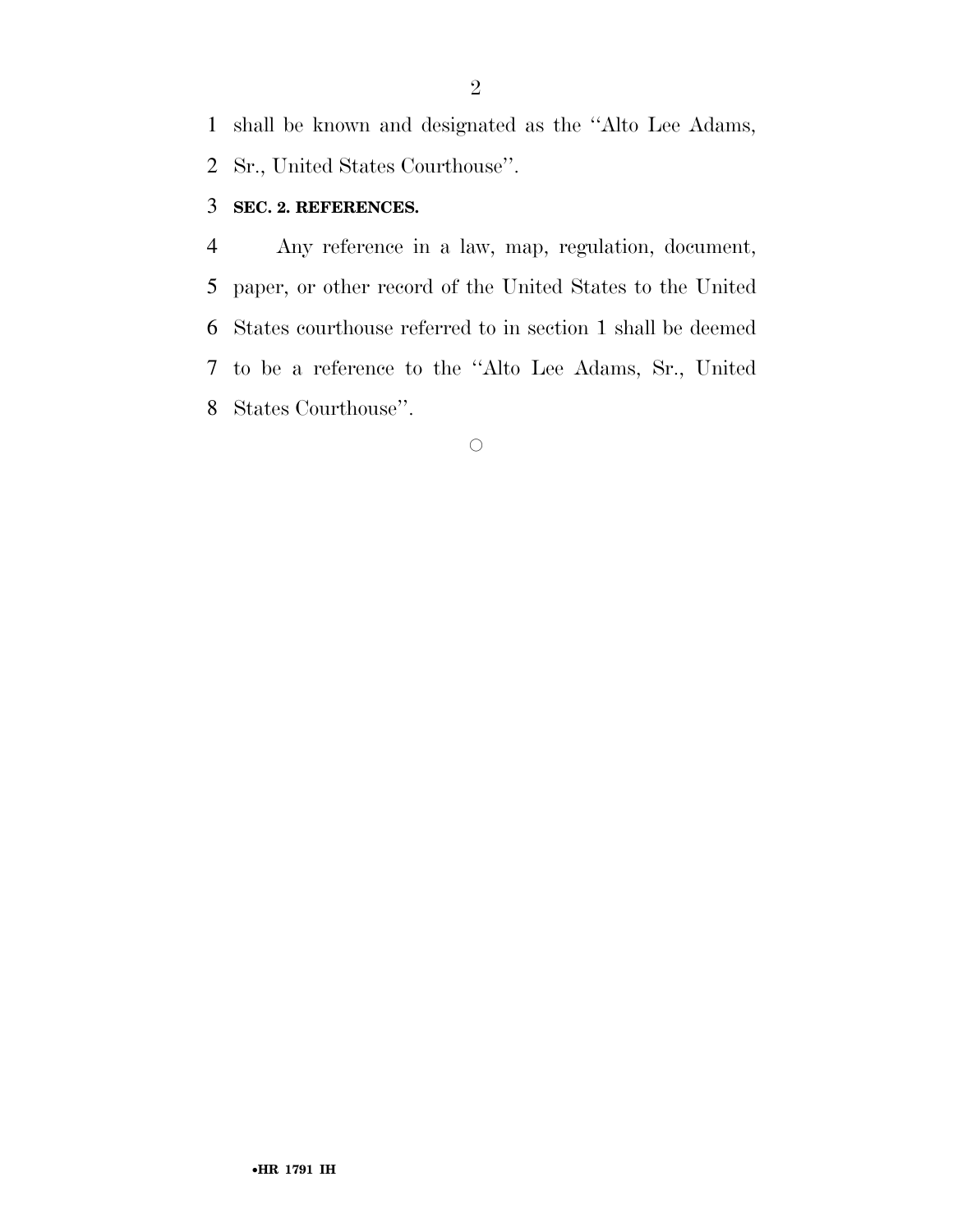shall be known and designated as the ''Alto Lee Adams, Sr., United States Courthouse''.

**SEC. 2. REFERENCES.**

Any reference in a law, map, regulation, document, paper, or other record of the United States to the United States courthouse referred to in section 1 shall be deemed to be a reference to the ''Alto Lee Adams, Sr., United States Courthouse''.

○